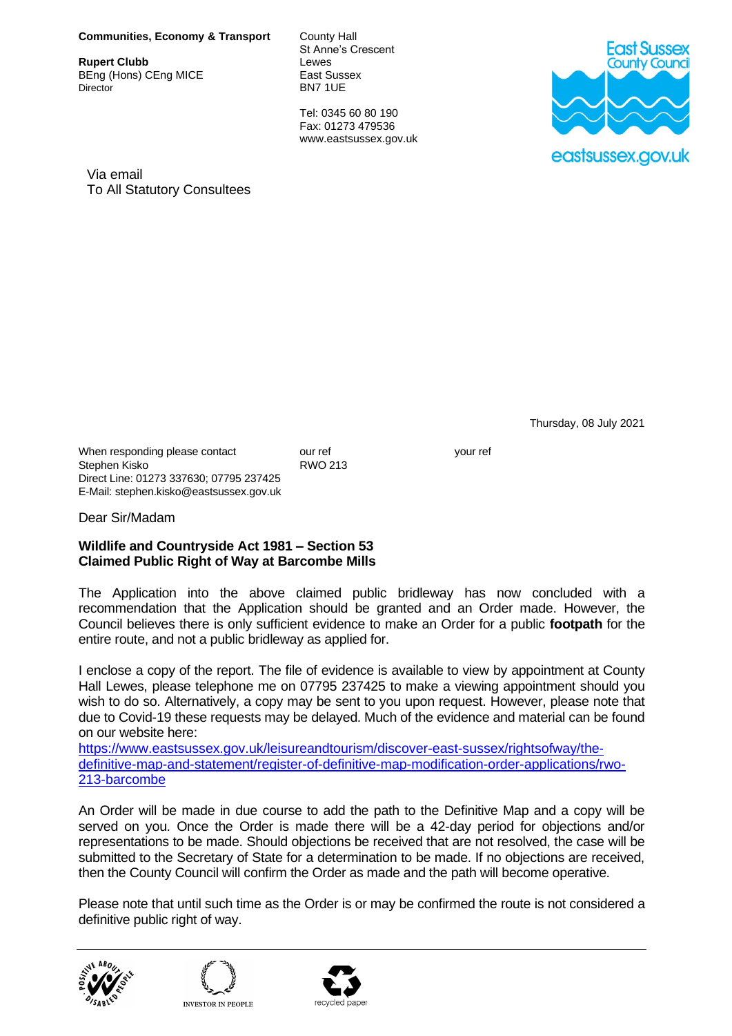**Communities, Economy & Transport**

**Rupert Clubb**
BEng (Hons) CEng MICE
Director

County Hall
St Anne's Crescent
Lewes
East Sussex
BN7 1UE

Tel: 0345 60 80 190
Fax: 01273 479536
www.eastsussex.gov.uk

East Sussex County Council
eastsussex.gov.uk

Via email
To All Statutory Consultees

Thursday, 08 July 2021

When responding please contact
Stephen Kisko
Direct Line: 01273 337630; 07795 237425
E-Mail: stephen.kisko@eastsussex.gov.uk

our ref
RWO 213

your ref

Dear Sir/Madam

**Wildlife and Countryside Act 1981 – Section 53**
**Claimed Public Right of Way at Barcombe Mills**

The Application into the above claimed public bridleway has now concluded with a recommendation that the Application should be granted and an Order made. However, the Council believes there is only sufficient evidence to make an Order for a public **footpath** for the entire route, and not a public bridleway as applied for.

I enclose a copy of the report. The file of evidence is available to view by appointment at County Hall Lewes, please telephone me on 07795 237425 to make a viewing appointment should you wish to do so. Alternatively, a copy may be sent to you upon request. However, please note that due to Covid-19 these requests may be delayed. Much of the evidence and material can be found on our website here:
[https://www.eastsussex.gov.uk/leisureandtourism/discover-east-sussex/rightsofway/the-definitive-map-and-statement/register-of-definitive-map-modification-order-applications/rwo-213-barcombe](https://www.eastsussex.gov.uk/leisureandtourism/discover-east-sussex/rightsofway/the-definitive-map-and-statement/register-of-definitive-map-modification-order-applications/rwo-213-barcombe)

An Order will be made in due course to add the path to the Definitive Map and a copy will be served on you. Once the Order is made there will be a 42-day period for objections and/or representations to be made. Should objections be received that are not resolved, the case will be submitted to the Secretary of State for a determination to be made. If no objections are received, then the County Council will confirm the Order as made and the path will become operative.

Please note that until such time as the Order is or may be confirmed the route is not considered a definitive public right of way.

POSITIVE ABOUT DISABLED PEOPLE

INVESTOR IN PEOPLE

recycled paper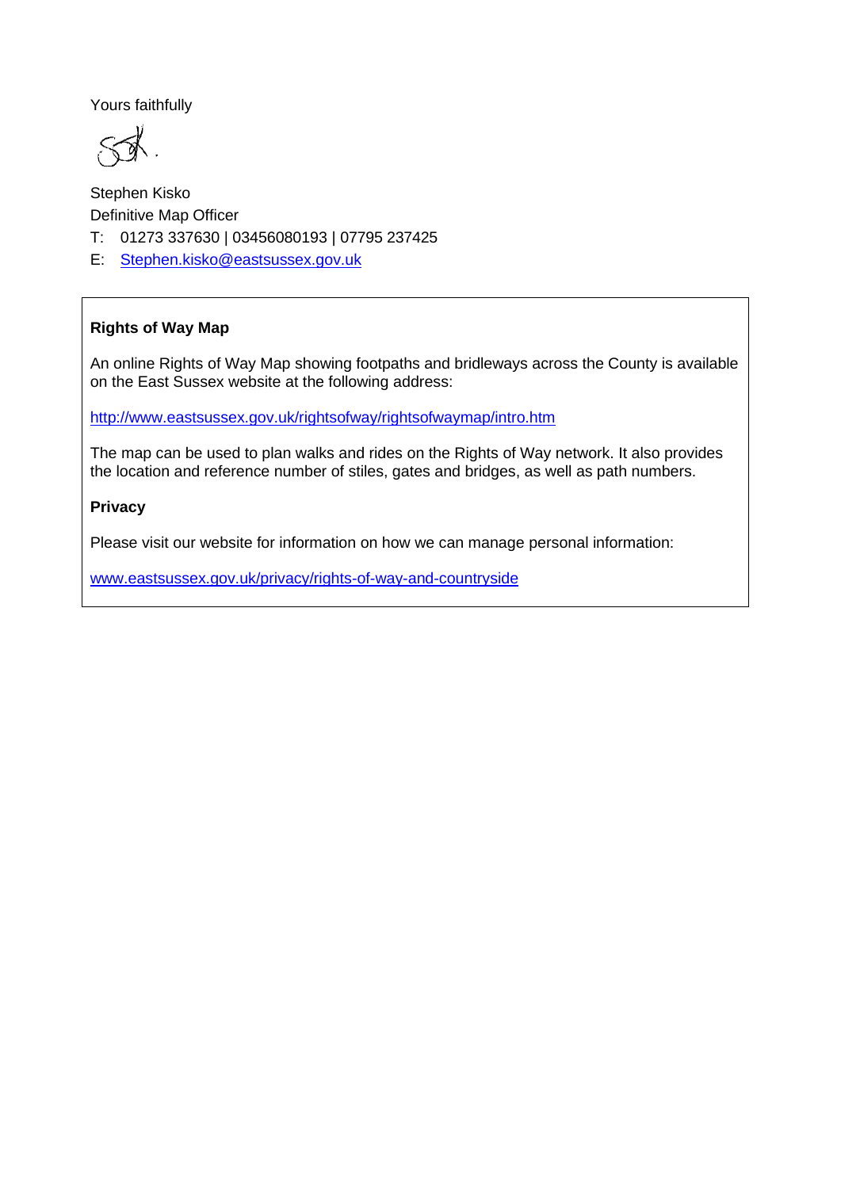Yours faithfully

Stephen Kisko
Definitive Map Officer
T: 01273 337630 | 03456080193 | 07795 237425
E: Stephen.kisko@eastsussex.gov.uk

**Rights of Way Map**

An online Rights of Way Map showing footpaths and bridleways across the County is available on the East Sussex website at the following address:

http://www.eastsussex.gov.uk/rightsofway/rightsofwaymap/intro.htm

The map can be used to plan walks and rides on the Rights of Way network. It also provides the location and reference number of stiles, gates and bridges, as well as path numbers.

**Privacy**

Please visit our website for information on how we can manage personal information:

www.eastsussex.gov.uk/privacy/rights-of-way-and-countryside